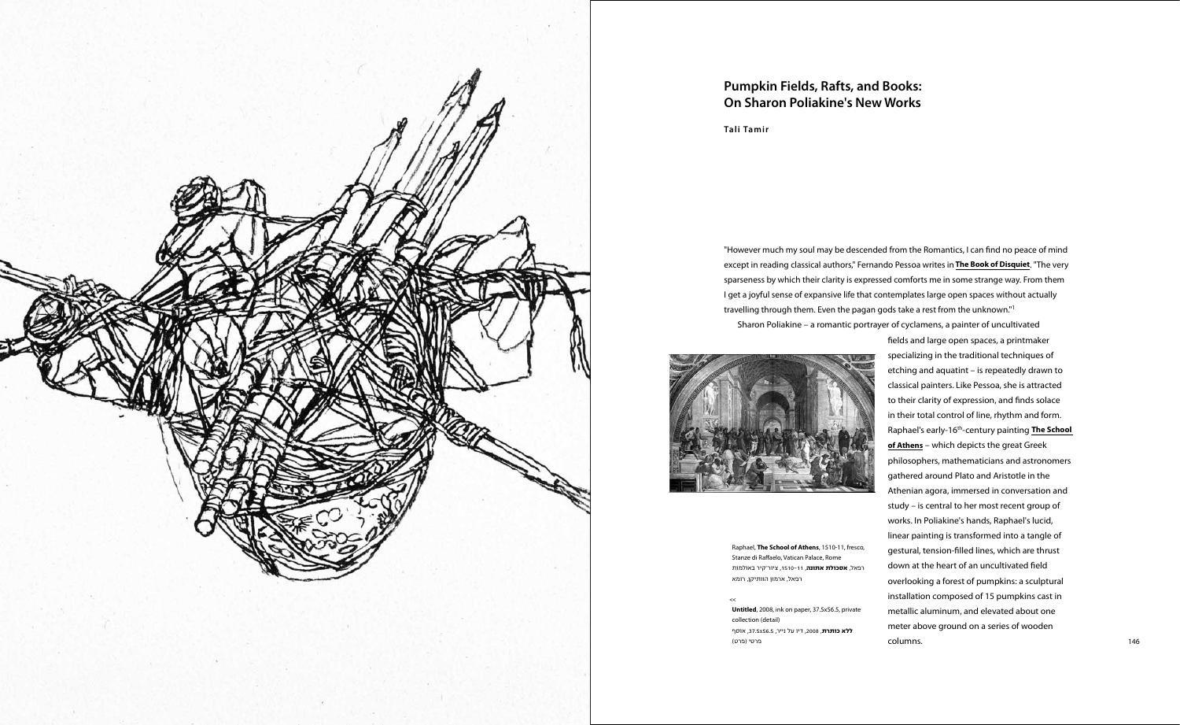# Pumpkin Fields, Rafts, and Books: On Sharon Poliakine's New Works

**Tali Tamir**

"However much my soul may be descended from the Romantics, I can find no peace of mind except in reading classical authors," Fernando Pessoa writes in **The Book of Disquiet**. "The very sparseness by which their clarity is expressed comforts me in some strange way. From them I get a joyful sense of expansive life that contemplates large open spaces without actually travelling through them. Even the pagan gods take a rest from the unknown."[1]

Sharon Poliakine – a romantic portrayer of cyclamens, a painter of uncultivated fields and large open spaces, a printmaker specializing in the traditional techniques of etching and aquatint – is repeatedly drawn to classical painters. Like Pessoa, she is attracted to their clarity of expression, and finds solace in their total control of line, rhythm and form. Raphael's early-16th-century painting **The School of Athens** – which depicts the great Greek philosophers, mathematicians and astronomers gathered around Plato and Aristotle in the Athenian agora, immersed in conversation and study – is central to her most recent group of works. In Poliakine's hands, Raphael's lucid, linear painting is transformed into a tangle of gestural, tension-filled lines, which are thrust down at the heart of an uncultivated field overlooking a forest of pumpkins: a sculptural installation composed of 15 pumpkins cast in metallic aluminum, and elevated about one meter above ground on a series of wooden columns.

Raphael, **The School of Athens**, 1510-11, fresco, Stanze di Raffaelo, Vatican Palace, Rome
רפאל, **אסכולת אתונה**, 1510–11, ציור־קיר באולמות רפאל, ארמון הוותיקן, רומא

<<
**Untitled**, 2008, ink on paper, 37.5x56.5, private collection (detail)
**ללא כותרת**, 2008, דיו על נייר, 37.5x56.5, אוסף פרטי (פרט)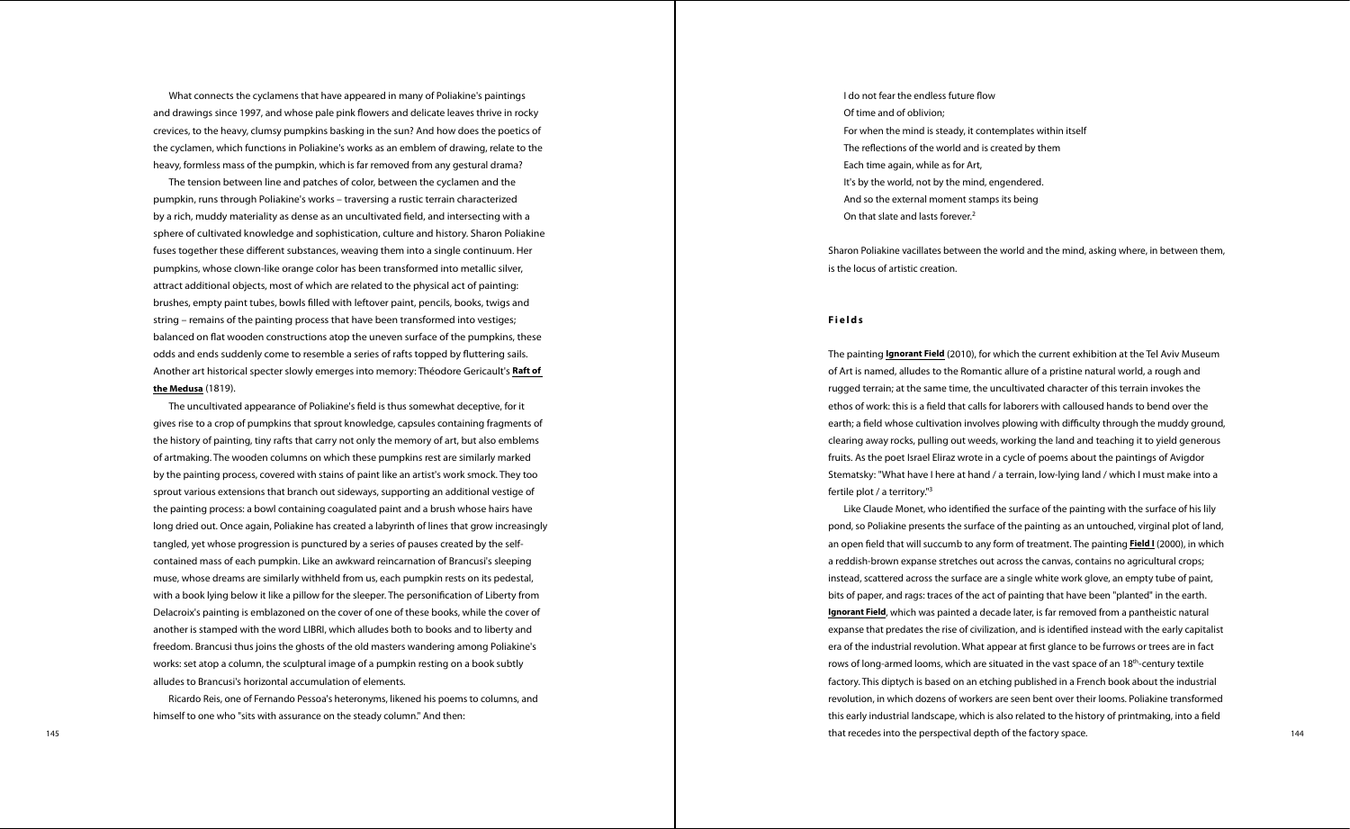What connects the cyclamens that have appeared in many of Poliakine's paintings and drawings since 1997, and whose pale pink flowers and delicate leaves thrive in rocky crevices, to the heavy, clumsy pumpkins basking in the sun? And how does the poetics of the cyclamen, which functions in Poliakine's works as an emblem of drawing, relate to the heavy, formless mass of the pumpkin, which is far removed from any gestural drama?

The tension between line and patches of color, between the cyclamen and the pumpkin, runs through Poliakine's works – traversing a rustic terrain characterized by a rich, muddy materiality as dense as an uncultivated field, and intersecting with a sphere of cultivated knowledge and sophistication, culture and history. Sharon Poliakine fuses together these different substances, weaving them into a single continuum. Her pumpkins, whose clown-like orange color has been transformed into metallic silver, attract additional objects, most of which are related to the physical act of painting: brushes, empty paint tubes, bowls filled with leftover paint, pencils, books, twigs and string – remains of the painting process that have been transformed into vestiges; balanced on flat wooden constructions atop the uneven surface of the pumpkins, these odds and ends suddenly come to resemble a series of rafts topped by fluttering sails. Another art historical specter slowly emerges into memory: Théodore Gericault's **Raft of the Medusa** (1819).

The uncultivated appearance of Poliakine's field is thus somewhat deceptive, for it gives rise to a crop of pumpkins that sprout knowledge, capsules containing fragments of the history of painting, tiny rafts that carry not only the memory of art, but also emblems of artmaking. The wooden columns on which these pumpkins rest are similarly marked by the painting process, covered with stains of paint like an artist's work smock. They too sprout various extensions that branch out sideways, supporting an additional vestige of the painting process: a bowl containing coagulated paint and a brush whose hairs have long dried out. Once again, Poliakine has created a labyrinth of lines that grow increasingly tangled, yet whose progression is punctured by a series of pauses created by the self-contained mass of each pumpkin. Like an awkward reincarnation of Brancusi's sleeping muse, whose dreams are similarly withheld from us, each pumpkin rests on its pedestal, with a book lying below it like a pillow for the sleeper. The personification of Liberty from Delacroix's painting is emblazoned on the cover of one of these books, while the cover of another is stamped with the word LIBRI, which alludes both to books and to liberty and freedom. Brancusi thus joins the ghosts of the old masters wandering among Poliakine's works: set atop a column, the sculptural image of a pumpkin resting on a book subtly alludes to Brancusi's horizontal accumulation of elements.

Ricardo Reis, one of Fernando Pessoa's heteronyms, likened his poems to columns, and himself to one who "sits with assurance on the steady column." And then:

> I do not fear the endless future flow
> Of time and of oblivion;
> For when the mind is steady, it contemplates within itself
> The reflections of the world and is created by them
> Each time again, while as for Art,
> It's by the world, not by the mind, engendered.
> And so the external moment stamps its being
> On that slate and lasts forever.[2]

Sharon Poliakine vacillates between the world and the mind, asking where, in between them, is the locus of artistic creation.

## Fields

The painting **Ignorant Field** (2010), for which the current exhibition at the Tel Aviv Museum of Art is named, alludes to the Romantic allure of a pristine natural world, a rough and rugged terrain; at the same time, the uncultivated character of this terrain invokes the ethos of work: this is a field that calls for laborers with calloused hands to bend over the earth; a field whose cultivation involves plowing with difficulty through the muddy ground, clearing away rocks, pulling out weeds, working the land and teaching it to yield generous fruits. As the poet Israel Eliraz wrote in a cycle of poems about the paintings of Avigdor Stematsky: "What have I here at hand / a terrain, low-lying land / which I must make into a fertile plot / a territory."[3]

Like Claude Monet, who identified the surface of the painting with the surface of his lily pond, so Poliakine presents the surface of the painting as an untouched, virginal plot of land, an open field that will succumb to any form of treatment. The painting **Field I** (2000), in which a reddish-brown expanse stretches out across the canvas, contains no agricultural crops; instead, scattered across the surface are a single white work glove, an empty tube of paint, bits of paper, and rags: traces of the act of painting that have been "planted" in the earth. **Ignorant Field**, which was painted a decade later, is far removed from a pantheistic natural expanse that predates the rise of civilization, and is identified instead with the early capitalist era of the industrial revolution. What appear at first glance to be furrows or trees are in fact rows of long-armed looms, which are situated in the vast space of an 18th-century textile factory. This diptych is based on an etching published in a French book about the industrial revolution, in which dozens of workers are seen bent over their looms. Poliakine transformed this early industrial landscape, which is also related to the history of printmaking, into a field that recedes into the perspectival depth of the factory space.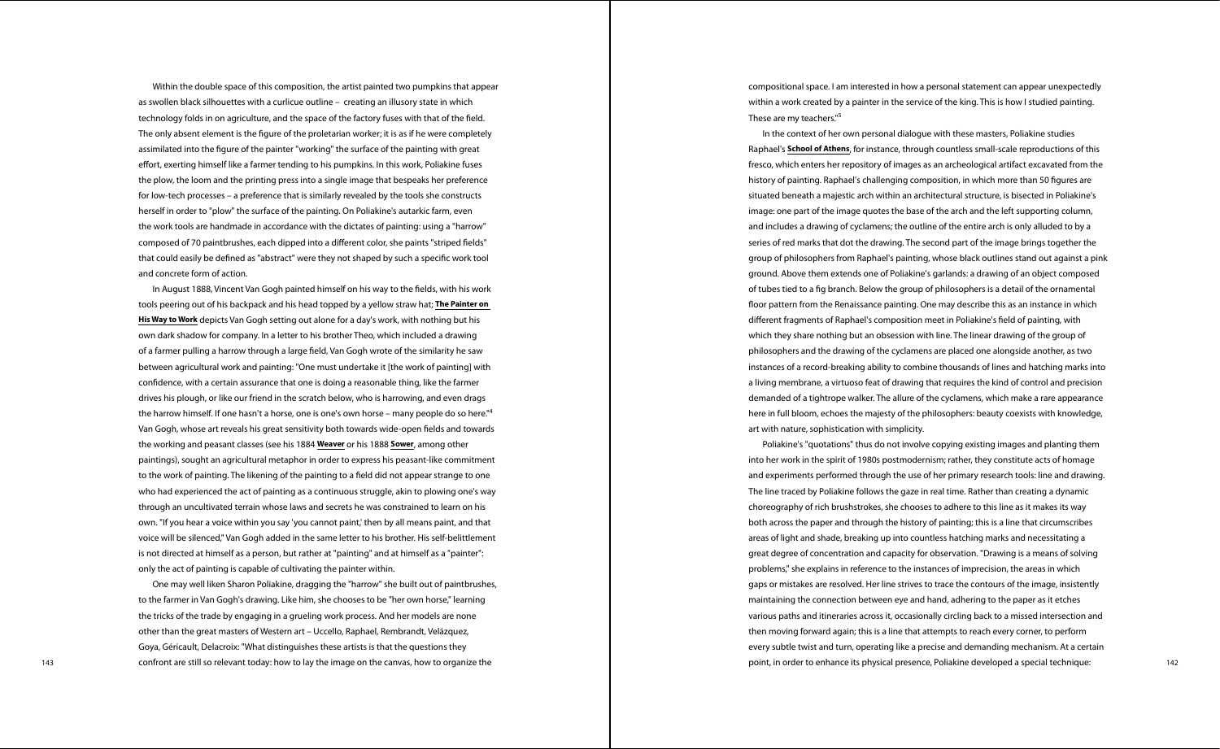Within the double space of this composition, the artist painted two pumpkins that appear as swollen black silhouettes with a curlicue outline – creating an illusory state in which technology folds in on agriculture, and the space of the factory fuses with that of the field. The only absent element is the figure of the proletarian worker; it is as if he were completely assimilated into the figure of the painter "working" the surface of the painting with great effort, exerting himself like a farmer tending to his pumpkins. In this work, Poliakine fuses the plow, the loom and the printing press into a single image that bespeaks her preference for low-tech processes – a preference that is similarly revealed by the tools she constructs herself in order to "plow" the surface of the painting. On Poliakine's autarkic farm, even the work tools are handmade in accordance with the dictates of painting: using a "harrow" composed of 70 paintbrushes, each dipped into a different color, she paints "striped fields" that could easily be defined as "abstract" were they not shaped by such a specific work tool and concrete form of action.

In August 1888, Vincent Van Gogh painted himself on his way to the fields, with his work tools peering out of his backpack and his head topped by a yellow straw hat; **The Painter on His Way to Work** depicts Van Gogh setting out alone for a day's work, with nothing but his own dark shadow for company. In a letter to his brother Theo, which included a drawing of a farmer pulling a harrow through a large field, Van Gogh wrote of the similarity he saw between agricultural work and painting: "One must undertake it [the work of painting] with confidence, with a certain assurance that one is doing a reasonable thing, like the farmer drives his plough, or like our friend in the scratch below, who is harrowing, and even drags the harrow himself. If one hasn't a horse, one is one's own horse – many people do so here."[4] Van Gogh, whose art reveals his great sensitivity both towards wide-open fields and towards the working and peasant classes (see his 1884 **Weaver** or his 1888 **Sower**, among other paintings), sought an agricultural metaphor in order to express his peasant-like commitment to the work of painting. The likening of the painting to a field did not appear strange to one who had experienced the act of painting as a continuous struggle, akin to plowing one's way through an uncultivated terrain whose laws and secrets he was constrained to learn on his own. "If you hear a voice within you say 'you cannot paint,' then by all means paint, and that voice will be silenced," Van Gogh added in the same letter to his brother. His self-belittlement is not directed at himself as a person, but rather at "painting" and at himself as a "painter": only the act of painting is capable of cultivating the painter within.

One may well liken Sharon Poliakine, dragging the "harrow" she built out of paintbrushes, to the farmer in Van Gogh's drawing. Like him, she chooses to be "her own horse," learning the tricks of the trade by engaging in a grueling work process. And her models are none other than the great masters of Western art – Uccello, Raphael, Rembrandt, Velázquez, Goya, Géricault, Delacroix: "What distinguishes these artists is that the questions they confront are still so relevant today: how to lay the image on the canvas, how to organize the compositional space. I am interested in how a personal statement can appear unexpectedly within a work created by a painter in the service of the king. This is how I studied painting. These are my teachers."[5]

In the context of her own personal dialogue with these masters, Poliakine studies Raphael's **School of Athens**, for instance, through countless small-scale reproductions of this fresco, which enters her repository of images as an archeological artifact excavated from the history of painting. Raphael's challenging composition, in which more than 50 figures are situated beneath a majestic arch within an architectural structure, is bisected in Poliakine's image: one part of the image quotes the base of the arch and the left supporting column, and includes a drawing of cyclamens; the outline of the entire arch is only alluded to by a series of red marks that dot the drawing. The second part of the image brings together the group of philosophers from Raphael's painting, whose black outlines stand out against a pink ground. Above them extends one of Poliakine's garlands: a drawing of an object composed of tubes tied to a fig branch. Below the group of philosophers is a detail of the ornamental floor pattern from the Renaissance painting. One may describe this as an instance in which different fragments of Raphael's composition meet in Poliakine's field of painting, with which they share nothing but an obsession with line. The linear drawing of the group of philosophers and the drawing of the cyclamens are placed one alongside another, as two instances of a record-breaking ability to combine thousands of lines and hatching marks into a living membrane, a virtuoso feat of drawing that requires the kind of control and precision demanded of a tightrope walker. The allure of the cyclamens, which make a rare appearance here in full bloom, echoes the majesty of the philosophers: beauty coexists with knowledge, art with nature, sophistication with simplicity.

Poliakine's "quotations" thus do not involve copying existing images and planting them into her work in the spirit of 1980s postmodernism; rather, they constitute acts of homage and experiments performed through the use of her primary research tools: line and drawing. The line traced by Poliakine follows the gaze in real time. Rather than creating a dynamic choreography of rich brushstrokes, she chooses to adhere to this line as it makes its way both across the paper and through the history of painting; this is a line that circumscribes areas of light and shade, breaking up into countless hatching marks and necessitating a great degree of concentration and capacity for observation. "Drawing is a means of solving problems," she explains in reference to the instances of imprecision, the areas in which gaps or mistakes are resolved. Her line strives to trace the contours of the image, insistently maintaining the connection between eye and hand, adhering to the paper as it etches various paths and itineraries across it, occasionally circling back to a missed intersection and then moving forward again; this is a line that attempts to reach every corner, to perform every subtle twist and turn, operating like a precise and demanding mechanism. At a certain point, in order to enhance its physical presence, Poliakine developed a special technique: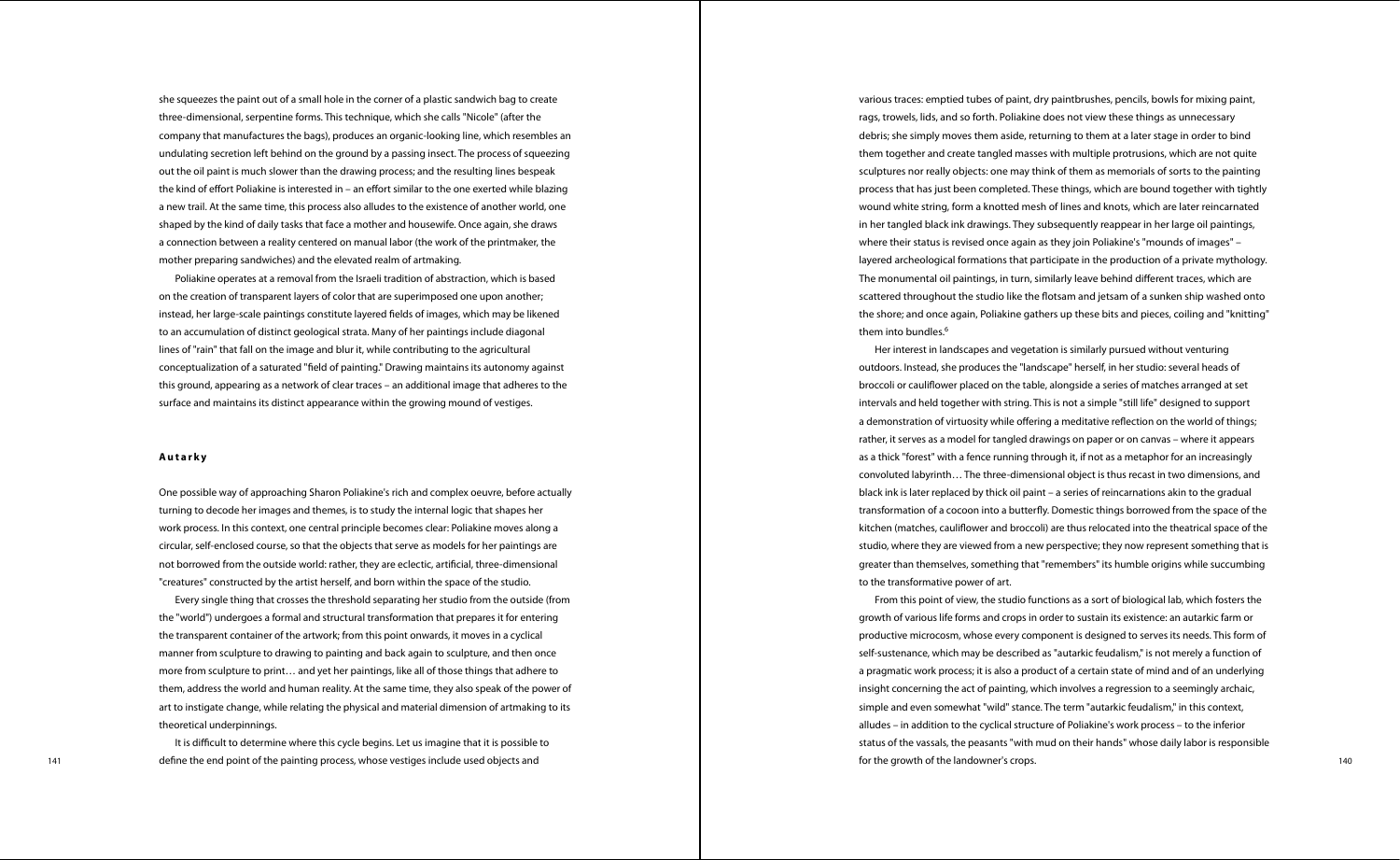she squeezes the paint out of a small hole in the corner of a plastic sandwich bag to create three-dimensional, serpentine forms. This technique, which she calls "Nicole" (after the company that manufactures the bags), produces an organic-looking line, which resembles an undulating secretion left behind on the ground by a passing insect. The process of squeezing out the oil paint is much slower than the drawing process; and the resulting lines bespeak the kind of effort Poliakine is interested in – an effort similar to the one exerted while blazing a new trail. At the same time, this process also alludes to the existence of another world, one shaped by the kind of daily tasks that face a mother and housewife. Once again, she draws a connection between a reality centered on manual labor (the work of the printmaker, the mother preparing sandwiches) and the elevated realm of artmaking.

Poliakine operates at a removal from the Israeli tradition of abstraction, which is based on the creation of transparent layers of color that are superimposed one upon another; instead, her large-scale paintings constitute layered fields of images, which may be likened to an accumulation of distinct geological strata. Many of her paintings include diagonal lines of "rain" that fall on the image and blur it, while contributing to the agricultural conceptualization of a saturated "field of painting." Drawing maintains its autonomy against this ground, appearing as a network of clear traces – an additional image that adheres to the surface and maintains its distinct appearance within the growing mound of vestiges.

### Autarky

One possible way of approaching Sharon Poliakine's rich and complex oeuvre, before actually turning to decode her images and themes, is to study the internal logic that shapes her work process. In this context, one central principle becomes clear: Poliakine moves along a circular, self-enclosed course, so that the objects that serve as models for her paintings are not borrowed from the outside world: rather, they are eclectic, artificial, three-dimensional "creatures" constructed by the artist herself, and born within the space of the studio.

Every single thing that crosses the threshold separating her studio from the outside (from the "world") undergoes a formal and structural transformation that prepares it for entering the transparent container of the artwork; from this point onwards, it moves in a cyclical manner from sculpture to drawing to painting and back again to sculpture, and then once more from sculpture to print… and yet her paintings, like all of those things that adhere to them, address the world and human reality. At the same time, they also speak of the power of art to instigate change, while relating the physical and material dimension of artmaking to its theoretical underpinnings.

It is difficult to determine where this cycle begins. Let us imagine that it is possible to define the end point of the painting process, whose vestiges include used objects and various traces: emptied tubes of paint, dry paintbrushes, pencils, bowls for mixing paint, rags, trowels, lids, and so forth. Poliakine does not view these things as unnecessary debris; she simply moves them aside, returning to them at a later stage in order to bind them together and create tangled masses with multiple protrusions, which are not quite sculptures nor really objects: one may think of them as memorials of sorts to the painting process that has just been completed. These things, which are bound together with tightly wound white string, form a knotted mesh of lines and knots, which are later reincarnated in her tangled black ink drawings. They subsequently reappear in her large oil paintings, where their status is revised once again as they join Poliakine's "mounds of images" – layered archeological formations that participate in the production of a private mythology. The monumental oil paintings, in turn, similarly leave behind different traces, which are scattered throughout the studio like the flotsam and jetsam of a sunken ship washed onto the shore; and once again, Poliakine gathers up these bits and pieces, coiling and "knitting" them into bundles.[6]

Her interest in landscapes and vegetation is similarly pursued without venturing outdoors. Instead, she produces the "landscape" herself, in her studio: several heads of broccoli or cauliflower placed on the table, alongside a series of matches arranged at set intervals and held together with string. This is not a simple "still life" designed to support a demonstration of virtuosity while offering a meditative reflection on the world of things; rather, it serves as a model for tangled drawings on paper or on canvas – where it appears as a thick "forest" with a fence running through it, if not as a metaphor for an increasingly convoluted labyrinth… The three-dimensional object is thus recast in two dimensions, and black ink is later replaced by thick oil paint – a series of reincarnations akin to the gradual transformation of a cocoon into a butterfly. Domestic things borrowed from the space of the kitchen (matches, cauliflower and broccoli) are thus relocated into the theatrical space of the studio, where they are viewed from a new perspective; they now represent something that is greater than themselves, something that "remembers" its humble origins while succumbing to the transformative power of art.

From this point of view, the studio functions as a sort of biological lab, which fosters the growth of various life forms and crops in order to sustain its existence: an autarkic farm or productive microcosm, whose every component is designed to serves its needs. This form of self-sustenance, which may be described as "autarkic feudalism," is not merely a function of a pragmatic work process; it is also a product of a certain state of mind and of an underlying insight concerning the act of painting, which involves a regression to a seemingly archaic, simple and even somewhat "wild" stance. The term "autarkic feudalism," in this context, alludes – in addition to the cyclical structure of Poliakine's work process – to the inferior status of the vassals, the peasants "with mud on their hands" whose daily labor is responsible for the growth of the landowner's crops.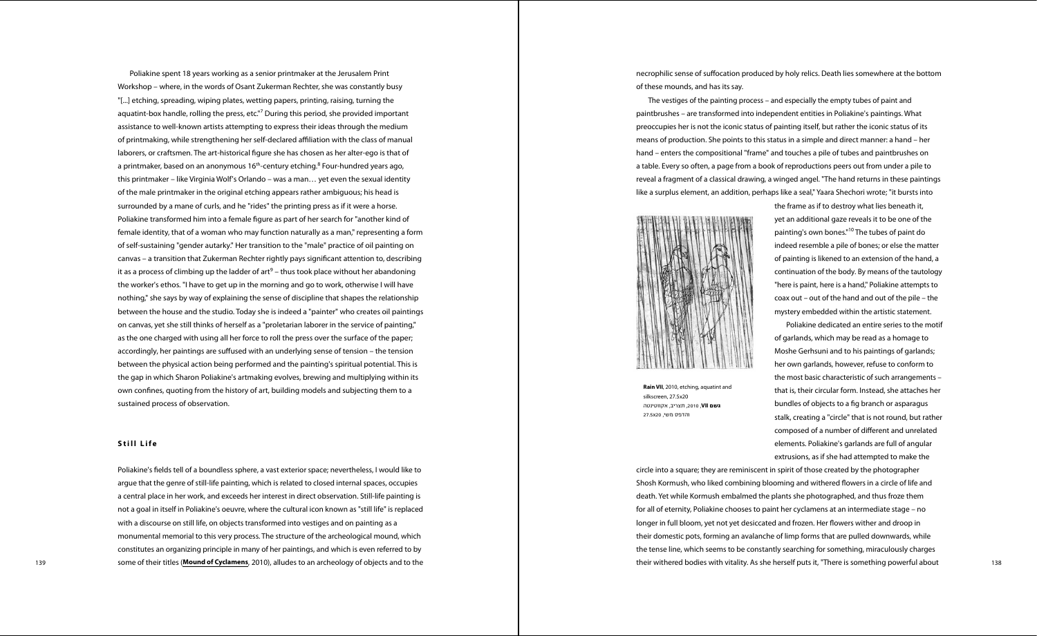Poliakine spent 18 years working as a senior printmaker at the Jerusalem Print Workshop – where, in the words of Osant Zukerman Rechter, she was constantly busy "[...] etching, spreading, wiping plates, wetting papers, printing, raising, turning the aquatint-box handle, rolling the press, etc."[7] During this period, she provided important assistance to well-known artists attempting to express their ideas through the medium of printmaking, while strengthening her self-declared affiliation with the class of manual laborers, or craftsmen. The art-historical figure she has chosen as her alter-ego is that of a printmaker, based on an anonymous 16th-century etching.[8] Four-hundred years ago, this printmaker – like Virginia Wolf's Orlando – was a man… yet even the sexual identity of the male printmaker in the original etching appears rather ambiguous; his head is surrounded by a mane of curls, and he "rides" the printing press as if it were a horse. Poliakine transformed him into a female figure as part of her search for "another kind of female identity, that of a woman who may function naturally as a man," representing a form of self-sustaining "gender autarky." Her transition to the "male" practice of oil painting on canvas – a transition that Zukerman Rechter rightly pays significant attention to, describing it as a process of climbing up the ladder of art[9] – thus took place without her abandoning the worker's ethos. "I have to get up in the morning and go to work, otherwise I will have nothing," she says by way of explaining the sense of discipline that shapes the relationship between the house and the studio. Today she is indeed a "painter" who creates oil paintings on canvas, yet she still thinks of herself as a "proletarian laborer in the service of painting," as the one charged with using all her force to roll the press over the surface of the paper; accordingly, her paintings are suffused with an underlying sense of tension – the tension between the physical action being performed and the painting's spiritual potential. This is the gap in which Sharon Poliakine's artmaking evolves, brewing and multiplying within its own confines, quoting from the history of art, building models and subjecting them to a sustained process of observation.

## Still Life

Poliakine's fields tell of a boundless sphere, a vast exterior space; nevertheless, I would like to argue that the genre of still-life painting, which is related to closed internal spaces, occupies a central place in her work, and exceeds her interest in direct observation. Still-life painting is not a goal in itself in Poliakine's oeuvre, where the cultural icon known as "still life" is replaced with a discourse on still life, on objects transformed into vestiges and on painting as a monumental memorial to this very process. The structure of the archeological mound, which constitutes an organizing principle in many of her paintings, and which is even referred to by some of their titles (**Mound of Cyclamens**, 2010), alludes to an archeology of objects and to the necrophilic sense of suffocation produced by holy relics. Death lies somewhere at the bottom of these mounds, and has its say.

The vestiges of the painting process – and especially the empty tubes of paint and paintbrushes – are transformed into independent entities in Poliakine's paintings. What preoccupies her is not the iconic status of painting itself, but rather the iconic status of its means of production. She points to this status in a simple and direct manner: a hand – her hand – enters the compositional "frame" and touches a pile of tubes and paintbrushes on a table. Every so often, a page from a book of reproductions peers out from under a pile to reveal a fragment of a classical drawing, a winged angel. "The hand returns in these paintings like a surplus element, an addition, perhaps like a seal," Yaara Shechori wrote; "it bursts into the frame as if to destroy what lies beneath it, yet an additional gaze reveals it to be one of the painting's own bones."[10] The tubes of paint do indeed resemble a pile of bones; or else the matter of painting is likened to an extension of the hand, a continuation of the body. By means of the tautology "here is paint, here is a hand," Poliakine attempts to coax out – out of the hand and out of the pile – the mystery embedded within the artistic statement.

**Rain VII**, 2010, etching, aquatint and silkscreen, 27.5x20

**גשם VII**, 2010, תצריב, אקווטינטה והדפס משי, 27.5x20

Poliakine dedicated an entire series to the motif of garlands, which may be read as a homage to Moshe Gerhsuni and to his paintings of garlands; her own garlands, however, refuse to conform to the most basic characteristic of such arrangements – that is, their circular form. Instead, she attaches her bundles of objects to a fig branch or asparagus stalk, creating a "circle" that is not round, but rather composed of a number of different and unrelated elements. Poliakine's garlands are full of angular extrusions, as if she had attempted to make the circle into a square; they are reminiscent in spirit of those created by the photographer Shosh Kormush, who liked combining blooming and withered flowers in a circle of life and death. Yet while Kormush embalmed the plants she photographed, and thus froze them for all of eternity, Poliakine chooses to paint her cyclamens at an intermediate stage – no longer in full bloom, yet not yet desiccated and frozen. Her flowers wither and droop in their domestic pots, forming an avalanche of limp forms that are pulled downwards, while the tense line, which seems to be constantly searching for something, miraculously charges their withered bodies with vitality. As she herself puts it, "There is something powerful about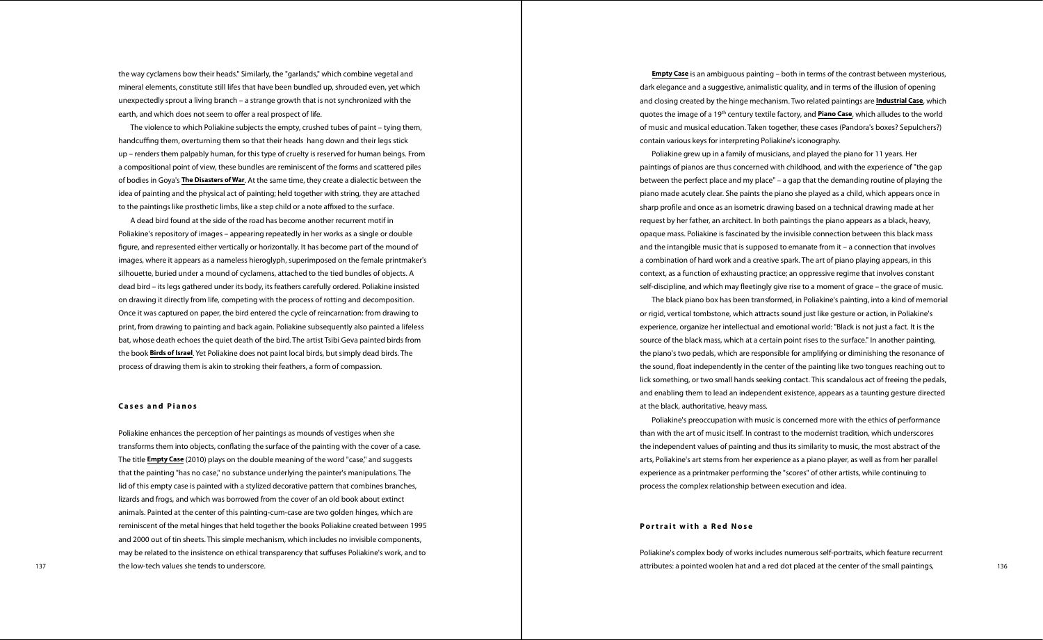the way cyclamens bow their heads." Similarly, the "garlands," which combine vegetal and mineral elements, constitute still lifes that have been bundled up, shrouded even, yet which unexpectedly sprout a living branch – a strange growth that is not synchronized with the earth, and which does not seem to offer a real prospect of life.

The violence to which Poliakine subjects the empty, crushed tubes of paint – tying them, handcuffing them, overturning them so that their heads hang down and their legs stick up – renders them palpably human, for this type of cruelty is reserved for human beings. From a compositional point of view, these bundles are reminiscent of the forms and scattered piles of bodies in Goya's **The Disasters of War**. At the same time, they create a dialectic between the idea of painting and the physical act of painting; held together with string, they are attached to the paintings like prosthetic limbs, like a step child or a note affixed to the surface.

A dead bird found at the side of the road has become another recurrent motif in Poliakine's repository of images – appearing repeatedly in her works as a single or double figure, and represented either vertically or horizontally. It has become part of the mound of images, where it appears as a nameless hieroglyph, superimposed on the female printmaker's silhouette, buried under a mound of cyclamens, attached to the tied bundles of objects. A dead bird – its legs gathered under its body, its feathers carefully ordered. Poliakine insisted on drawing it directly from life, competing with the process of rotting and decomposition. Once it was captured on paper, the bird entered the cycle of reincarnation: from drawing to print, from drawing to painting and back again. Poliakine subsequently also painted a lifeless bat, whose death echoes the quiet death of the bird. The artist Tsibi Geva painted birds from the book **Birds of Israel**. Yet Poliakine does not paint local birds, but simply dead birds. The process of drawing them is akin to stroking their feathers, a form of compassion.

### Cases and Pianos

Poliakine enhances the perception of her paintings as mounds of vestiges when she transforms them into objects, conflating the surface of the painting with the cover of a case. The title **Empty Case** (2010) plays on the double meaning of the word "case," and suggests that the painting "has no case," no substance underlying the painter's manipulations. The lid of this empty case is painted with a stylized decorative pattern that combines branches, lizards and frogs, and which was borrowed from the cover of an old book about extinct animals. Painted at the center of this painting-cum-case are two golden hinges, which are reminiscent of the metal hinges that held together the books Poliakine created between 1995 and 2000 out of tin sheets. This simple mechanism, which includes no invisible components, may be related to the insistence on ethical transparency that suffuses Poliakine's work, and to the low-tech values she tends to underscore.

**Empty Case** is an ambiguous painting – both in terms of the contrast between mysterious, dark elegance and a suggestive, animalistic quality, and in terms of the illusion of opening and closing created by the hinge mechanism. Two related paintings are **Industrial Case**, which quotes the image of a 19th century textile factory, and **Piano Case**, which alludes to the world of music and musical education. Taken together, these cases (Pandora's boxes? Sepulchers?) contain various keys for interpreting Poliakine's iconography.

Poliakine grew up in a family of musicians, and played the piano for 11 years. Her paintings of pianos are thus concerned with childhood, and with the experience of "the gap between the perfect place and my place" – a gap that the demanding routine of playing the piano made acutely clear. She paints the piano she played as a child, which appears once in sharp profile and once as an isometric drawing based on a technical drawing made at her request by her father, an architect. In both paintings the piano appears as a black, heavy, opaque mass. Poliakine is fascinated by the invisible connection between this black mass and the intangible music that is supposed to emanate from it – a connection that involves a combination of hard work and a creative spark. The art of piano playing appears, in this context, as a function of exhausting practice; an oppressive regime that involves constant self-discipline, and which may fleetingly give rise to a moment of grace – the grace of music.

The black piano box has been transformed, in Poliakine's painting, into a kind of memorial or rigid, vertical tombstone, which attracts sound just like gesture or action, in Poliakine's experience, organize her intellectual and emotional world: "Black is not just a fact. It is the source of the black mass, which at a certain point rises to the surface." In another painting, the piano's two pedals, which are responsible for amplifying or diminishing the resonance of the sound, float independently in the center of the painting like two tongues reaching out to lick something, or two small hands seeking contact. This scandalous act of freeing the pedals, and enabling them to lead an independent existence, appears as a taunting gesture directed at the black, authoritative, heavy mass.

Poliakine's preoccupation with music is concerned more with the ethics of performance than with the art of music itself. In contrast to the modernist tradition, which underscores the independent values of painting and thus its similarity to music, the most abstract of the arts, Poliakine's art stems from her experience as a piano player, as well as from her parallel experience as a printmaker performing the "scores" of other artists, while continuing to process the complex relationship between execution and idea.

### Portrait with a Red Nose

Poliakine's complex body of works includes numerous self-portraits, which feature recurrent attributes: a pointed woolen hat and a red dot placed at the center of the small paintings,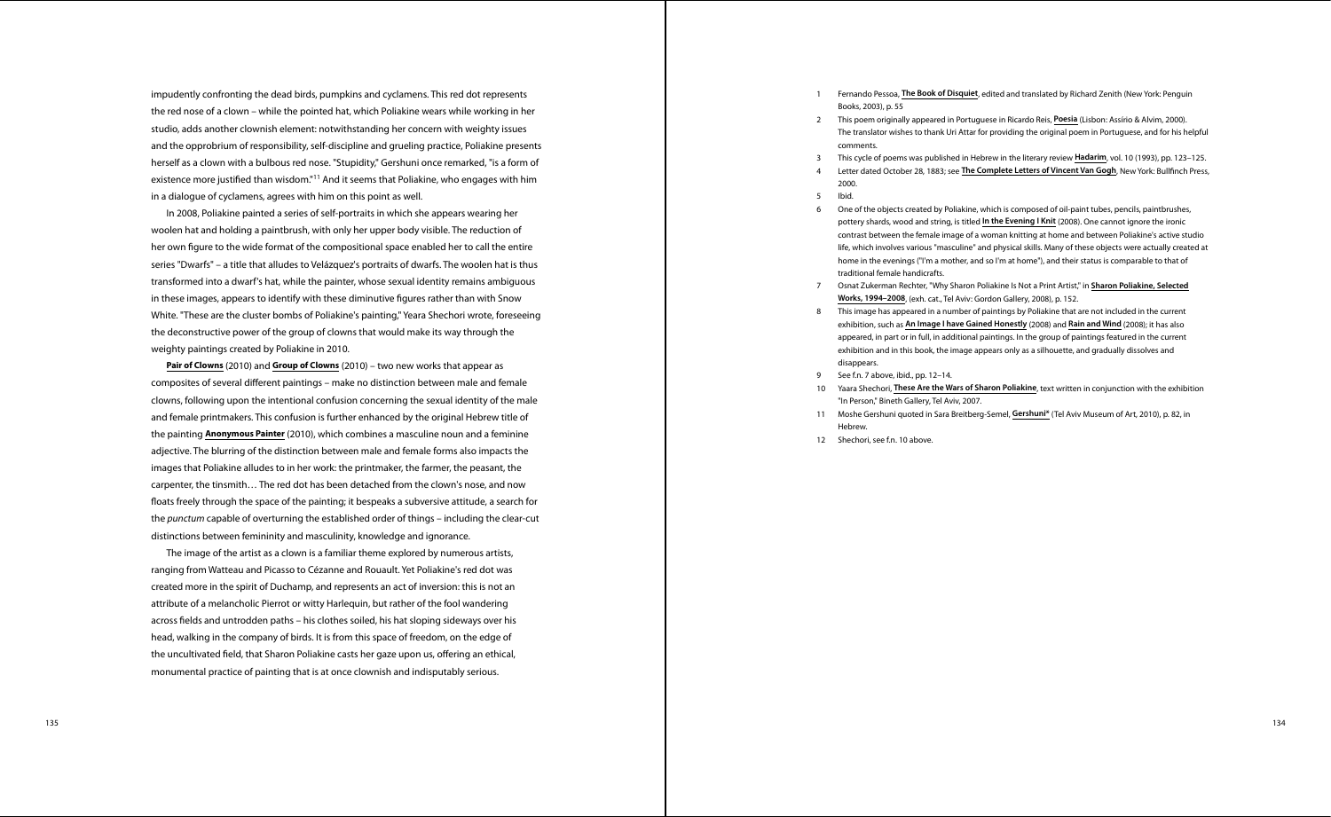impudently confronting the dead birds, pumpkins and cyclamens. This red dot represents the red nose of a clown – while the pointed hat, which Poliakine wears while working in her studio, adds another clownish element: notwithstanding her concern with weighty issues and the opprobrium of responsibility, self-discipline and grueling practice, Poliakine presents herself as a clown with a bulbous red nose. "Stupidity," Gershuni once remarked, "is a form of existence more justified than wisdom."[11] And it seems that Poliakine, who engages with him in a dialogue of cyclamens, agrees with him on this point as well.

In 2008, Poliakine painted a series of self-portraits in which she appears wearing her woolen hat and holding a paintbrush, with only her upper body visible. The reduction of her own figure to the wide format of the compositional space enabled her to call the entire series "Dwarfs" – a title that alludes to Velázquez's portraits of dwarfs. The woolen hat is thus transformed into a dwarf's hat, while the painter, whose sexual identity remains ambiguous in these images, appears to identify with these diminutive figures rather than with Snow White. "These are the cluster bombs of Poliakine's painting," Yeara Shechori wrote, foreseeing the deconstructive power of the group of clowns that would make its way through the weighty paintings created by Poliakine in 2010.

**Pair of Clowns** (2010) and **Group of Clowns** (2010) – two new works that appear as composites of several different paintings – make no distinction between male and female clowns, following upon the intentional confusion concerning the sexual identity of the male and female printmakers. This confusion is further enhanced by the original Hebrew title of the painting **Anonymous Painter** (2010), which combines a masculine noun and a feminine adjective. The blurring of the distinction between male and female forms also impacts the images that Poliakine alludes to in her work: the printmaker, the farmer, the peasant, the carpenter, the tinsmith… The red dot has been detached from the clown's nose, and now floats freely through the space of the painting; it bespeaks a subversive attitude, a search for the *punctum* capable of overturning the established order of things – including the clear-cut distinctions between femininity and masculinity, knowledge and ignorance.

The image of the artist as a clown is a familiar theme explored by numerous artists, ranging from Watteau and Picasso to Cézanne and Rouault. Yet Poliakine's red dot was created more in the spirit of Duchamp, and represents an act of inversion: this is not an attribute of a melancholic Pierrot or witty Harlequin, but rather of the fool wandering across fields and untrodden paths – his clothes soiled, his hat sloping sideways over his head, walking in the company of birds. It is from this space of freedom, on the edge of the uncultivated field, that Sharon Poliakine casts her gaze upon us, offering an ethical, monumental practice of painting that is at once clownish and indisputably serious.

1. Fernando Pessoa, **The Book of Disquiet**, edited and translated by Richard Zenith (New York: Penguin Books, 2003), p. 55
2. This poem originally appeared in Portuguese in Ricardo Reis, **Poesia** (Lisbon: Assírio & Alvim, 2000). The translator wishes to thank Uri Attar for providing the original poem in Portuguese, and for his helpful comments.
3. This cycle of poems was published in Hebrew in the literary review **Hadarim**, vol. 10 (1993), pp. 123–125.
4. Letter dated October 28, 1883; see **The Complete Letters of Vincent Van Gogh**, New York: Bullfinch Press, 2000.
5. Ibid.
6. One of the objects created by Poliakine, which is composed of oil-paint tubes, pencils, paintbrushes, pottery shards, wood and string, is titled **In the Evening I Knit** (2008). One cannot ignore the ironic contrast between the female image of a woman knitting at home and between Poliakine's active studio life, which involves various "masculine" and physical skills. Many of these objects were actually created at home in the evenings ("I'm a mother, and so I'm at home"), and their status is comparable to that of traditional female handicrafts.
7. Osnat Zukerman Rechter, "Why Sharon Poliakine Is Not a Print Artist," in **Sharon Poliakine, Selected Works, 1994–2008**, (exh. cat., Tel Aviv: Gordon Gallery, 2008), p. 152.
8. This image has appeared in a number of paintings by Poliakine that are not included in the current exhibition, such as **An Image I have Gained Honestly** (2008) and **Rain and Wind** (2008); it has also appeared, in part or in full, in additional paintings. In the group of paintings featured in the current exhibition and in this book, the image appears only as a silhouette, and gradually dissolves and disappears.
9. See f.n. 7 above, ibid., pp. 12–14.
10. Yaara Shechori, **These Are the Wars of Sharon Poliakine**, text written in conjunction with the exhibition "In Person," Bineth Gallery, Tel Aviv, 2007.
11. Moshe Gershuni quoted in Sara Breitberg-Semel, **Gershuni*** (Tel Aviv Museum of Art, 2010), p. 82, in Hebrew.
12. Shechori, see f.n. 10 above.